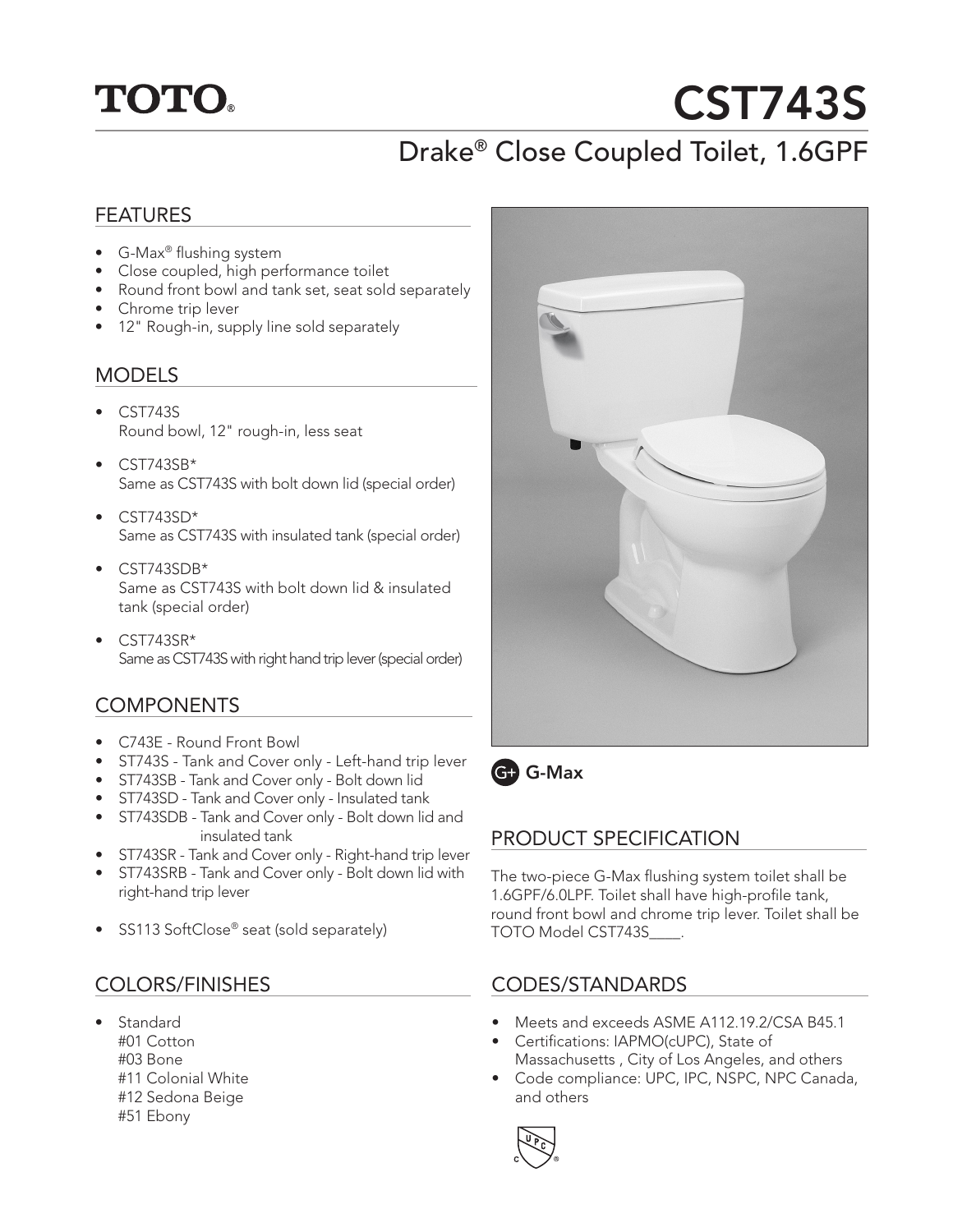# TOTO®

# CST743S

## Drake® Close Coupled Toilet, 1.6GPF

### FEATURES

- G-Max® flushing system
- Close coupled, high performance toilet
- Round front bowl and tank set, seat sold separately
- Chrome trip lever
- 12" Rough-in, supply line sold separately

### MODELS

- CST743S
  Round bowl, 12" rough-in, less seat
- CST743SB*
  Same as CST743S with bolt down lid (special order)
- CST743SD*
  Same as CST743S with insulated tank (special order)
- CST743SDB*
  Same as CST743S with bolt down lid & insulated tank (special order)
- CST743SR*
  Same as CST743S with right hand trip lever (special order)

### COMPONENTS

- C743E - Round Front Bowl
- ST743S - Tank and Cover only - Left-hand trip lever
- ST743SB - Tank and Cover only - Bolt down lid
- ST743SD - Tank and Cover only - Insulated tank
- ST743SDB - Tank and Cover only - Bolt down lid and insulated tank
- ST743SR - Tank and Cover only - Right-hand trip lever
- ST743SRB - Tank and Cover only - Bolt down lid with right-hand trip lever

- SS113 SoftClose® seat (sold separately)

### COLORS/FINISHES

- Standard
  #01 Cotton
  #03 Bone
  #11 Colonial White
  #12 Sedona Beige
  #51 Ebony

G+ G-Max

### PRODUCT SPECIFICATION

The two-piece G-Max flushing system toilet shall be 1.6GPF/6.0LPF. Toilet shall have high-profile tank, round front bowl and chrome trip lever. Toilet shall be TOTO Model CST743S____.

### CODES/STANDARDS

- Meets and exceeds ASME A112.19.2/CSA B45.1
- Certifications: IAPMO(cUPC), State of Massachusetts , City of Los Angeles, and others
- Code compliance: UPC, IPC, NSPC, NPC Canada, and others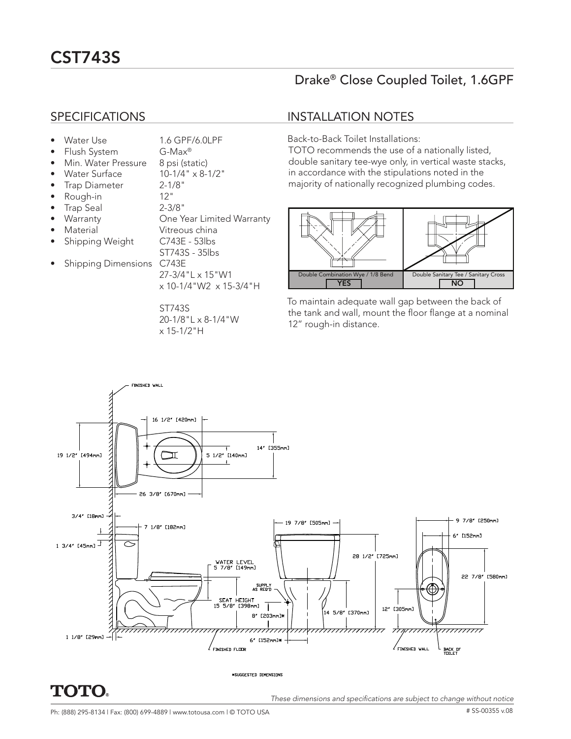# CST743S

## Drake® Close Coupled Toilet, 1.6GPF

## SPECIFICATIONS

- Water Use 1.6 GPF/6.0LPF
- Flush System G-Max®
- Min. Water Pressure 8 psi (static)
- Water Surface 10-1/4" x 8-1/2"
- Trap Diameter 2-1/8"
- Rough-in 12"
- Trap Seal 2-3/8"
- Warranty One Year Limited Warranty
- Material Vitreous china
- Shipping Weight C743E - 53lbs
  ST743S - 35lbs
- Shipping Dimensions C743E
  27-3/4"L x 15"W1
  x 10-1/4"W2 x 15-3/4"H

  ST743S
  20-1/8"L x 8-1/4"W
  x 15-1/2"H

## INSTALLATION NOTES

Back-to-Back Toilet Installations:
TOTO recommends the use of a nationally listed, double sanitary tee-wye only, in vertical waste stacks, in accordance with the stipulations noted in the majority of nationally recognized plumbing codes.

| Double Combination Wye / 1/8 Bend | Double Sanitary Tee / Sanitary Cross |
|---|---|
| YES | NO |

To maintain adequate wall gap between the back of the tank and wall, mount the floor flange at a nominal 12" rough-in distance.

FINISHED WALL
16 1/2" [420mm]
19 1/2" [494mm]
14" [355mm]
5 1/2" [140mm]
26 3/8" [670mm]
3/4" [18mm]
7 1/8" [182mm]
1 3/4" [45mm]
WATER LEVEL
5 7/8" [149mm]
SEAT HEIGHT
15 5/8" [398mm]
1 1/8" [29mm]
FINISHED FLOOR
19 7/8" [505mm]
SUPPLY AS REQ'D
28 1/2" [725mm]
8" [203mm]*
14 5/8" [370mm]
6" [152mm]*
9 7/8" [250mm]
6" [152mm]
22 7/8" [580mm]
12" [305mm]
FINISHED WALL
BACK OF TOILET

*SUGGESTED DIMENSIONS

TOTO®

*These dimensions and specifications are subject to change without notice*

Ph: (888) 295-8134 | Fax: (800) 699-4889 | www.totousa.com | © TOTO USA

# SS-00355 v.08